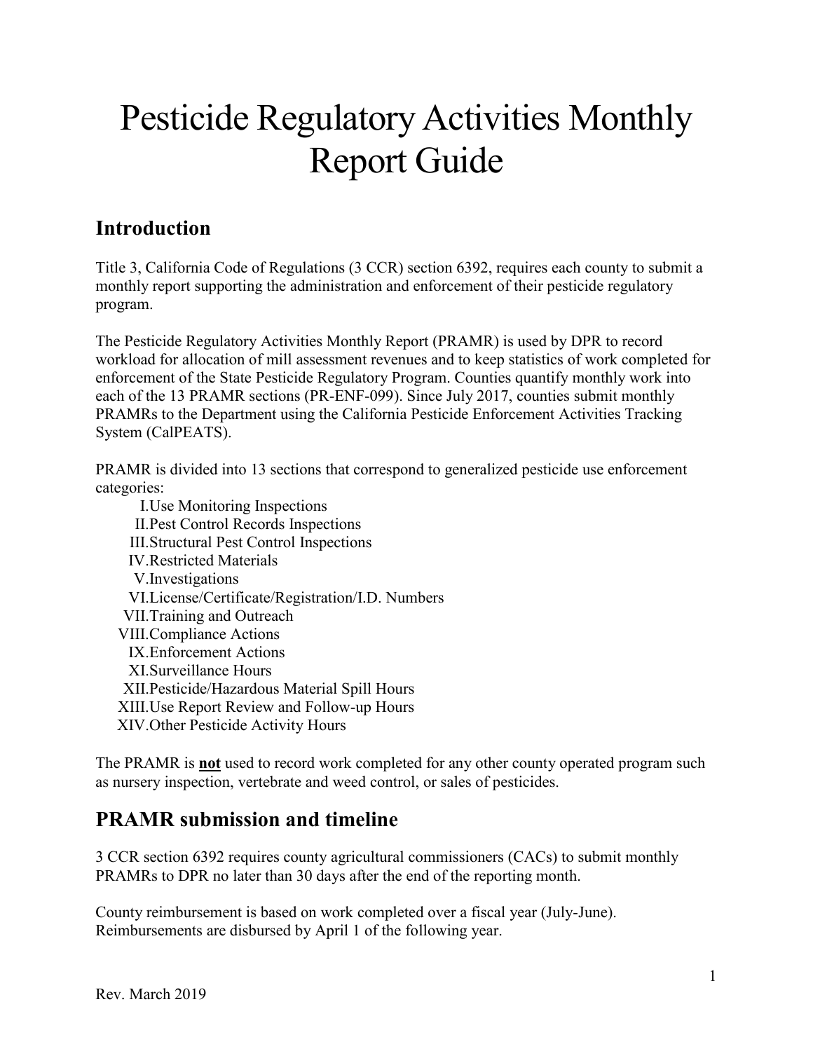# Pesticide Regulatory Activities Monthly Report Guide

## Introduction

Title 3, California Code of Regulations (3 CCR) section 6392, requires each county to submit a monthly report supporting the administration and enforcement of their pesticide regulatory program.

The Pesticide Regulatory Activities Monthly Report (PRAMR) is used by DPR to record workload for allocation of mill assessment revenues and to keep statistics of work completed for enforcement of the State Pesticide Regulatory Program. Counties quantify monthly work into each of the 13 PRAMR sections (PR-ENF-099). Since July 2017, counties submit monthly PRAMRs to the Department using the California Pesticide Enforcement Activities Tracking System (CalPEATS).

PRAMR is divided into 13 sections that correspond to generalized pesticide use enforcement categories:

- I. Use Monitoring Inspections
- II. Pest Control Records Inspections
- III. Structural Pest Control Inspections
- IV. Restricted Materials
- V. Investigations
- VI. License/Certificate/Registration/I.D. Numbers
- VII. Training and Outreach
- VIII. Compliance Actions
- IX. Enforcement Actions
- XI. Surveillance Hours
- XII. Pesticide/Hazardous Material Spill Hours
- XIII. Use Report Review and Follow-up Hours
- XIV. Other Pesticide Activity Hours

The PRAMR is <u>**not**</u> used to record work completed for any other county operated program such as nursery inspection, vertebrate and weed control, or sales of pesticides.

## PRAMR submission and timeline

3 CCR section 6392 requires county agricultural commissioners (CACs) to submit monthly PRAMRs to DPR no later than 30 days after the end of the reporting month.

County reimbursement is based on work completed over a fiscal year (July-June). Reimbursements are disbursed by April 1 of the following year.

Rev. March 2019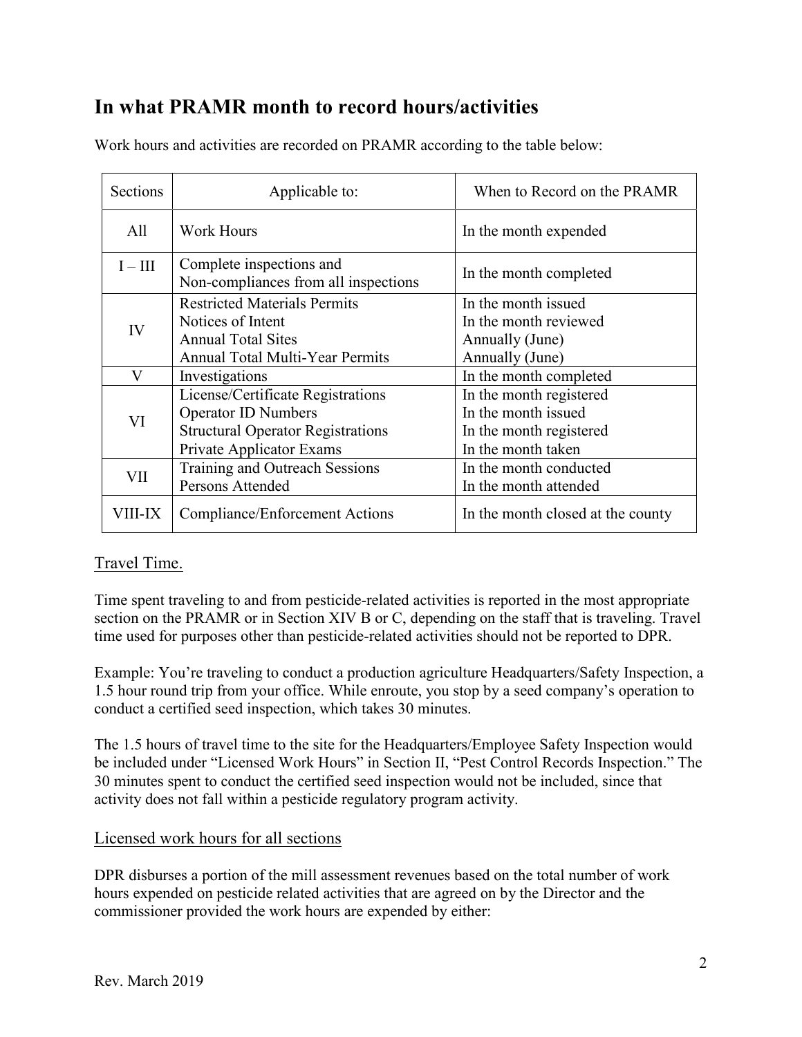## In what PRAMR month to record hours/activities

Work hours and activities are recorded on PRAMR according to the table below:

| Sections | Applicable to: | When to Record on the PRAMR |
|---|---|---|
| All | Work Hours | In the month expended |
| I – III | Complete inspections and Non-compliances from all inspections | In the month completed |
| IV | Restricted Materials Permits<br>Notices of Intent<br>Annual Total Sites<br>Annual Total Multi-Year Permits | In the month issued<br>In the month reviewed<br>Annually (June)<br>Annually (June) |
| V | Investigations | In the month completed |
| VI | License/Certificate Registrations<br>Operator ID Numbers<br>Structural Operator Registrations<br>Private Applicator Exams | In the month registered<br>In the month issued<br>In the month registered<br>In the month taken |
| VII | Training and Outreach Sessions<br>Persons Attended | In the month conducted<br>In the month attended |
| VIII-IX | Compliance/Enforcement Actions | In the month closed at the county |

### Travel Time.

Time spent traveling to and from pesticide-related activities is reported in the most appropriate section on the PRAMR or in Section XIV B or C, depending on the staff that is traveling. Travel time used for purposes other than pesticide-related activities should not be reported to DPR.

Example: You're traveling to conduct a production agriculture Headquarters/Safety Inspection, a 1.5 hour round trip from your office. While enroute, you stop by a seed company's operation to conduct a certified seed inspection, which takes 30 minutes.

The 1.5 hours of travel time to the site for the Headquarters/Employee Safety Inspection would be included under "Licensed Work Hours" in Section II, "Pest Control Records Inspection." The 30 minutes spent to conduct the certified seed inspection would not be included, since that activity does not fall within a pesticide regulatory program activity.

### Licensed work hours for all sections

DPR disburses a portion of the mill assessment revenues based on the total number of work hours expended on pesticide related activities that are agreed on by the Director and the commissioner provided the work hours are expended by either: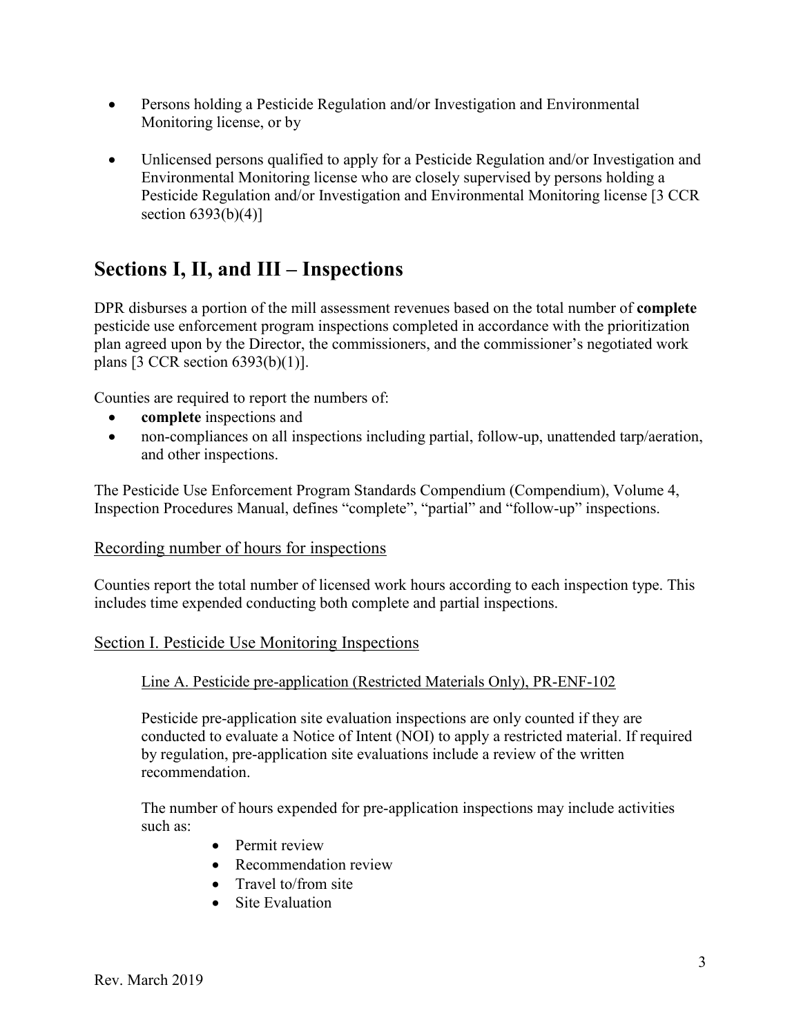- Persons holding a Pesticide Regulation and/or Investigation and Environmental Monitoring license, or by
- Unlicensed persons qualified to apply for a Pesticide Regulation and/or Investigation and Environmental Monitoring license who are closely supervised by persons holding a Pesticide Regulation and/or Investigation and Environmental Monitoring license [3 CCR section 6393(b)(4)]

# Sections I, II, and III – Inspections

DPR disburses a portion of the mill assessment revenues based on the total number of **complete** pesticide use enforcement program inspections completed in accordance with the prioritization plan agreed upon by the Director, the commissioners, and the commissioner's negotiated work plans [3 CCR section 6393(b)(1)].

Counties are required to report the numbers of:

- **complete** inspections and
- non-compliances on all inspections including partial, follow-up, unattended tarp/aeration, and other inspections.

The Pesticide Use Enforcement Program Standards Compendium (Compendium), Volume 4, Inspection Procedures Manual, defines "complete", "partial" and "follow-up" inspections.

## Recording number of hours for inspections

Counties report the total number of licensed work hours according to each inspection type. This includes time expended conducting both complete and partial inspections.

## Section I. Pesticide Use Monitoring Inspections

### Line A. Pesticide pre-application (Restricted Materials Only), PR-ENF-102

Pesticide pre-application site evaluation inspections are only counted if they are conducted to evaluate a Notice of Intent (NOI) to apply a restricted material. If required by regulation, pre-application site evaluations include a review of the written recommendation.

The number of hours expended for pre-application inspections may include activities such as:

- Permit review
- Recommendation review
- Travel to/from site
- Site Evaluation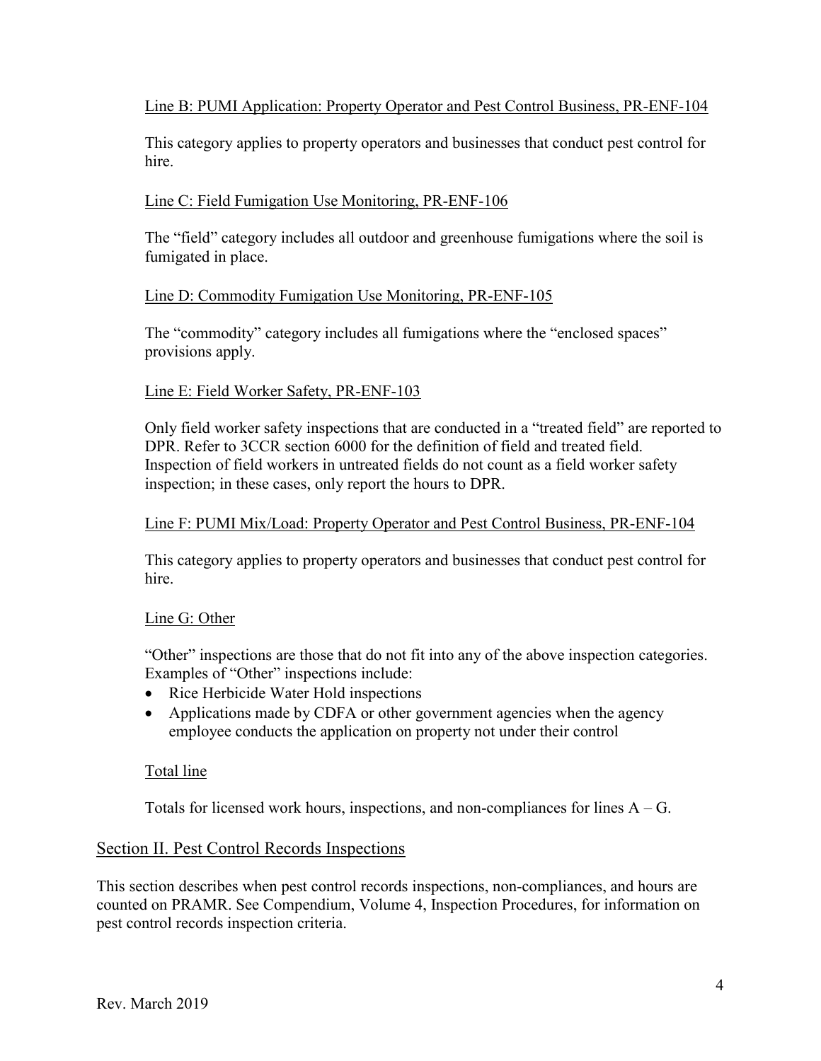Line B: PUMI Application: Property Operator and Pest Control Business, PR-ENF-104

This category applies to property operators and businesses that conduct pest control for hire.

Line C: Field Fumigation Use Monitoring, PR-ENF-106

The "field" category includes all outdoor and greenhouse fumigations where the soil is fumigated in place.

Line D: Commodity Fumigation Use Monitoring, PR-ENF-105

The "commodity" category includes all fumigations where the "enclosed spaces" provisions apply.

Line E: Field Worker Safety, PR-ENF-103

Only field worker safety inspections that are conducted in a "treated field" are reported to DPR. Refer to 3CCR section 6000 for the definition of field and treated field. Inspection of field workers in untreated fields do not count as a field worker safety inspection; in these cases, only report the hours to DPR.

Line F: PUMI Mix/Load: Property Operator and Pest Control Business, PR-ENF-104

This category applies to property operators and businesses that conduct pest control for hire.

Line G: Other

"Other" inspections are those that do not fit into any of the above inspection categories. Examples of "Other" inspections include:

- Rice Herbicide Water Hold inspections
- Applications made by CDFA or other government agencies when the agency employee conducts the application on property not under their control

Total line

Totals for licensed work hours, inspections, and non-compliances for lines A – G.

## Section II. Pest Control Records Inspections

This section describes when pest control records inspections, non-compliances, and hours are counted on PRAMR. See Compendium, Volume 4, Inspection Procedures, for information on pest control records inspection criteria.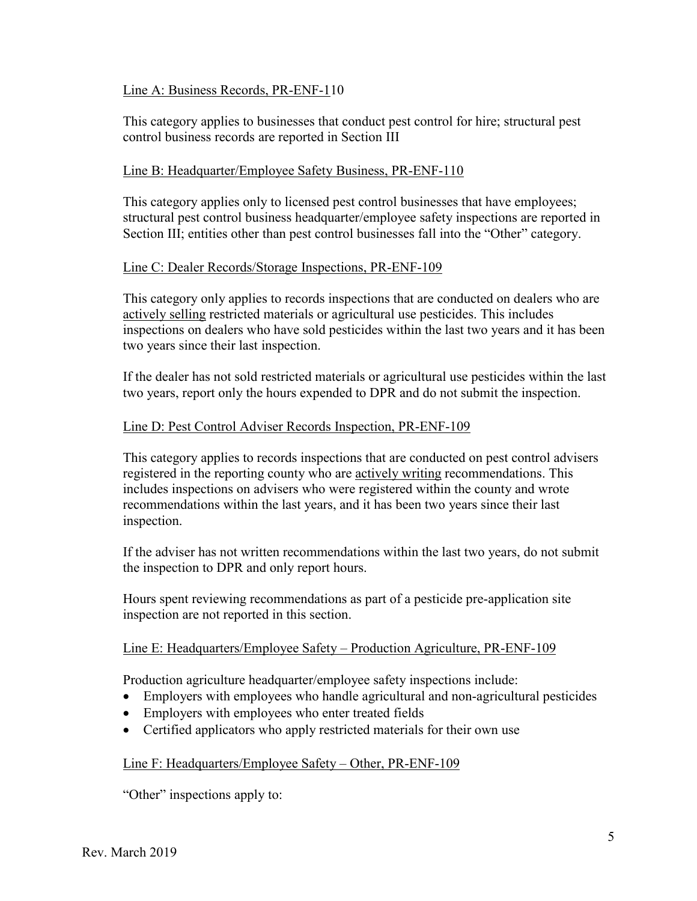Line A: Business Records, PR-ENF-110

This category applies to businesses that conduct pest control for hire; structural pest control business records are reported in Section III

Line B: Headquarter/Employee Safety Business, PR-ENF-110

This category applies only to licensed pest control businesses that have employees; structural pest control business headquarter/employee safety inspections are reported in Section III; entities other than pest control businesses fall into the "Other" category.

Line C: Dealer Records/Storage Inspections, PR-ENF-109

This category only applies to records inspections that are conducted on dealers who are actively selling restricted materials or agricultural use pesticides. This includes inspections on dealers who have sold pesticides within the last two years and it has been two years since their last inspection.

If the dealer has not sold restricted materials or agricultural use pesticides within the last two years, report only the hours expended to DPR and do not submit the inspection.

Line D: Pest Control Adviser Records Inspection, PR-ENF-109

This category applies to records inspections that are conducted on pest control advisers registered in the reporting county who are actively writing recommendations. This includes inspections on advisers who were registered within the county and wrote recommendations within the last years, and it has been two years since their last inspection.

If the adviser has not written recommendations within the last two years, do not submit the inspection to DPR and only report hours.

Hours spent reviewing recommendations as part of a pesticide pre-application site inspection are not reported in this section.

Line E: Headquarters/Employee Safety – Production Agriculture, PR-ENF-109

Production agriculture headquarter/employee safety inspections include:

- Employers with employees who handle agricultural and non-agricultural pesticides
- Employers with employees who enter treated fields
- Certified applicators who apply restricted materials for their own use

Line F: Headquarters/Employee Safety – Other, PR-ENF-109

"Other" inspections apply to: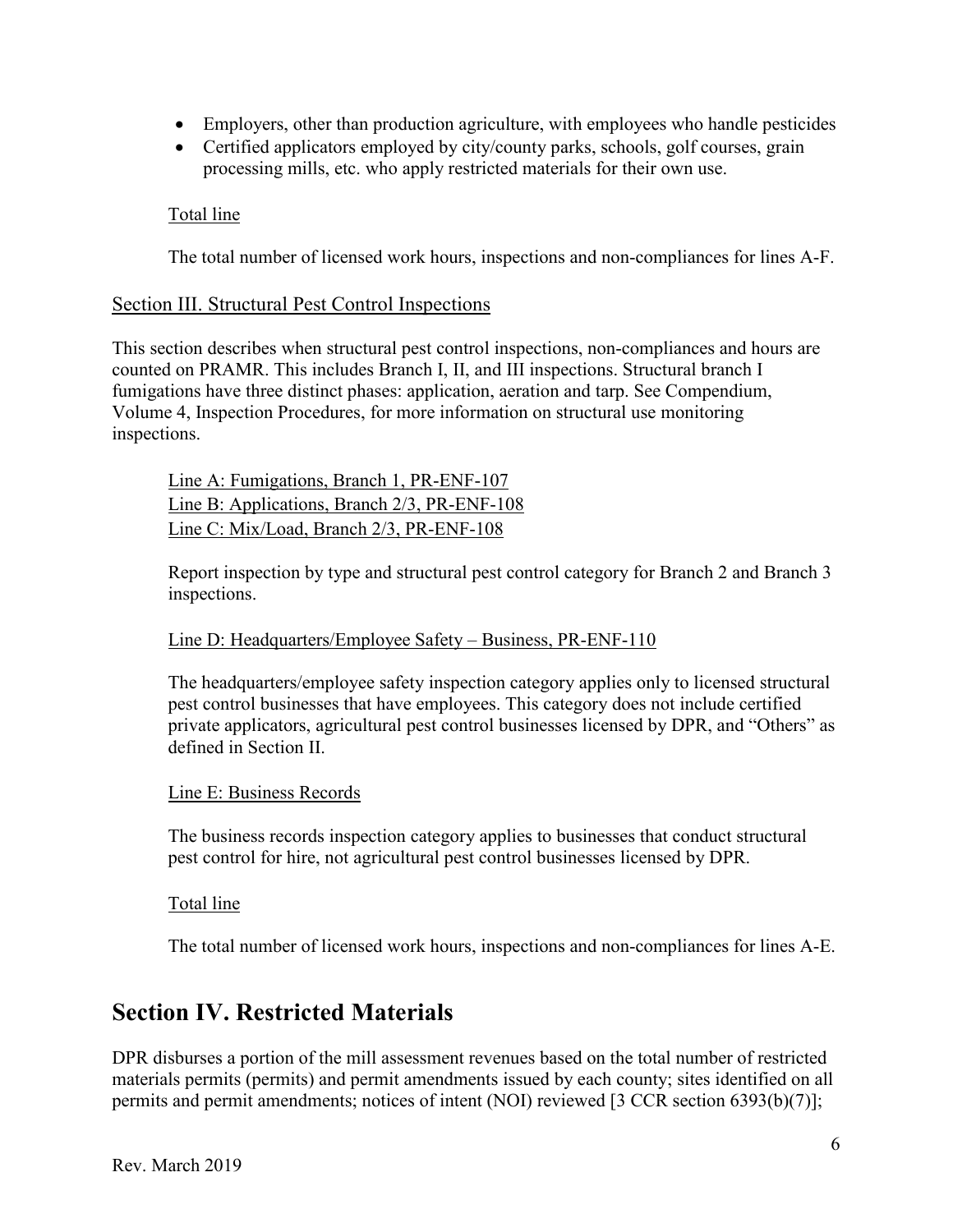- Employers, other than production agriculture, with employees who handle pesticides
- Certified applicators employed by city/county parks, schools, golf courses, grain processing mills, etc. who apply restricted materials for their own use.

Total line

The total number of licensed work hours, inspections and non-compliances for lines A-F.

### Section III. Structural Pest Control Inspections

This section describes when structural pest control inspections, non-compliances and hours are counted on PRAMR. This includes Branch I, II, and III inspections. Structural branch I fumigations have three distinct phases: application, aeration and tarp. See Compendium, Volume 4, Inspection Procedures, for more information on structural use monitoring inspections.

Line A: Fumigations, Branch 1, PR-ENF-107
Line B: Applications, Branch 2/3, PR-ENF-108
Line C: Mix/Load, Branch 2/3, PR-ENF-108

Report inspection by type and structural pest control category for Branch 2 and Branch 3 inspections.

Line D: Headquarters/Employee Safety – Business, PR-ENF-110

The headquarters/employee safety inspection category applies only to licensed structural pest control businesses that have employees. This category does not include certified private applicators, agricultural pest control businesses licensed by DPR, and "Others" as defined in Section II.

Line E: Business Records

The business records inspection category applies to businesses that conduct structural pest control for hire, not agricultural pest control businesses licensed by DPR.

Total line

The total number of licensed work hours, inspections and non-compliances for lines A-E.

## Section IV. Restricted Materials

DPR disburses a portion of the mill assessment revenues based on the total number of restricted materials permits (permits) and permit amendments issued by each county; sites identified on all permits and permit amendments; notices of intent (NOI) reviewed [3 CCR section 6393(b)(7)];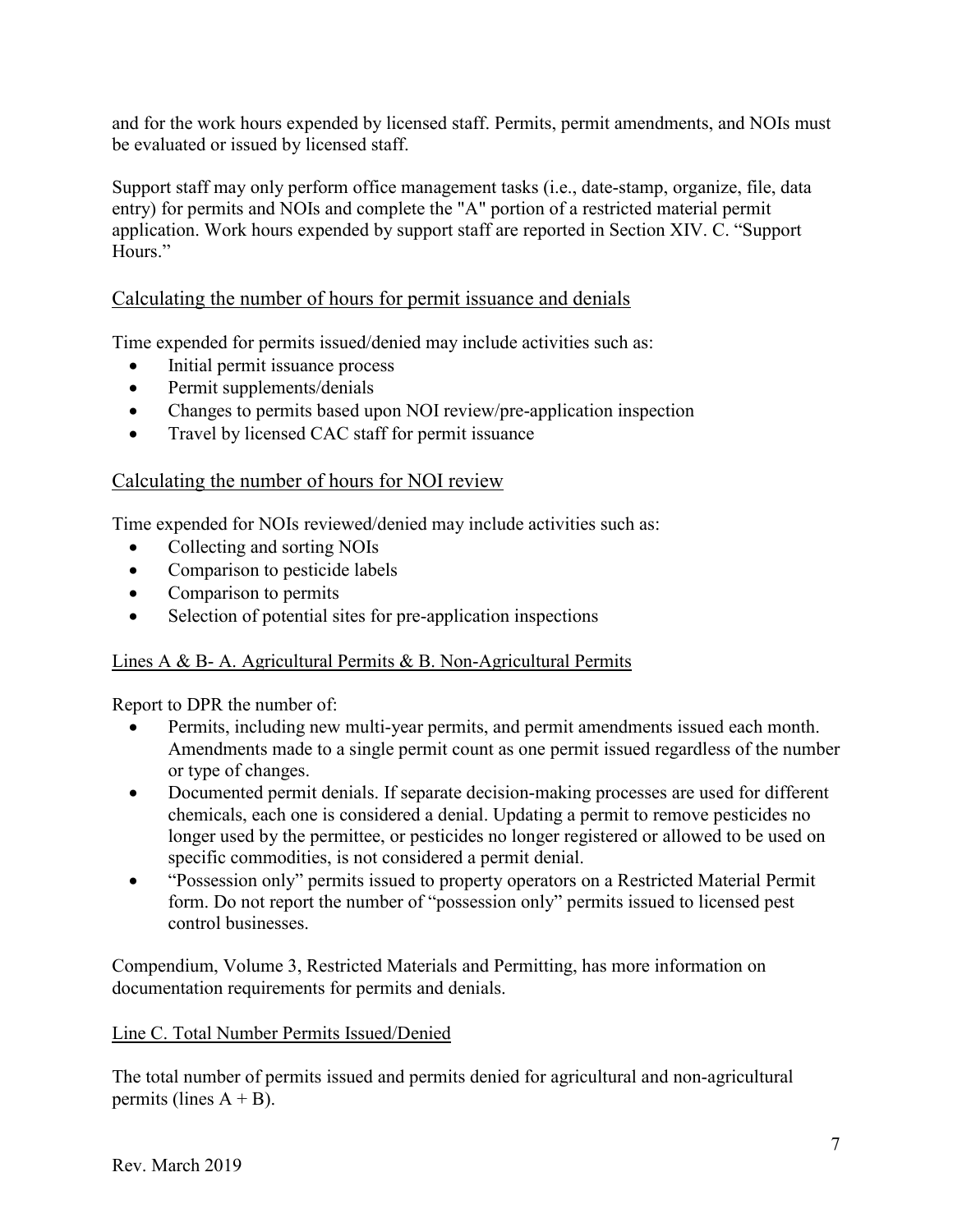and for the work hours expended by licensed staff. Permits, permit amendments, and NOIs must be evaluated or issued by licensed staff.

Support staff may only perform office management tasks (i.e., date-stamp, organize, file, data entry) for permits and NOIs and complete the "A" portion of a restricted material permit application. Work hours expended by support staff are reported in Section XIV. C. "Support Hours."

## Calculating the number of hours for permit issuance and denials

Time expended for permits issued/denied may include activities such as:

- Initial permit issuance process
- Permit supplements/denials
- Changes to permits based upon NOI review/pre-application inspection
- Travel by licensed CAC staff for permit issuance

## Calculating the number of hours for NOI review

Time expended for NOIs reviewed/denied may include activities such as:

- Collecting and sorting NOIs
- Comparison to pesticide labels
- Comparison to permits
- Selection of potential sites for pre-application inspections

### Lines A & B- A. Agricultural Permits & B. Non-Agricultural Permits

Report to DPR the number of:

- Permits, including new multi-year permits, and permit amendments issued each month. Amendments made to a single permit count as one permit issued regardless of the number or type of changes.
- Documented permit denials. If separate decision-making processes are used for different chemicals, each one is considered a denial. Updating a permit to remove pesticides no longer used by the permittee, or pesticides no longer registered or allowed to be used on specific commodities, is not considered a permit denial.
- "Possession only" permits issued to property operators on a Restricted Material Permit form. Do not report the number of "possession only" permits issued to licensed pest control businesses.

Compendium, Volume 3, Restricted Materials and Permitting, has more information on documentation requirements for permits and denials.

### Line C. Total Number Permits Issued/Denied

The total number of permits issued and permits denied for agricultural and non-agricultural permits (lines A + B).

Rev. March 2019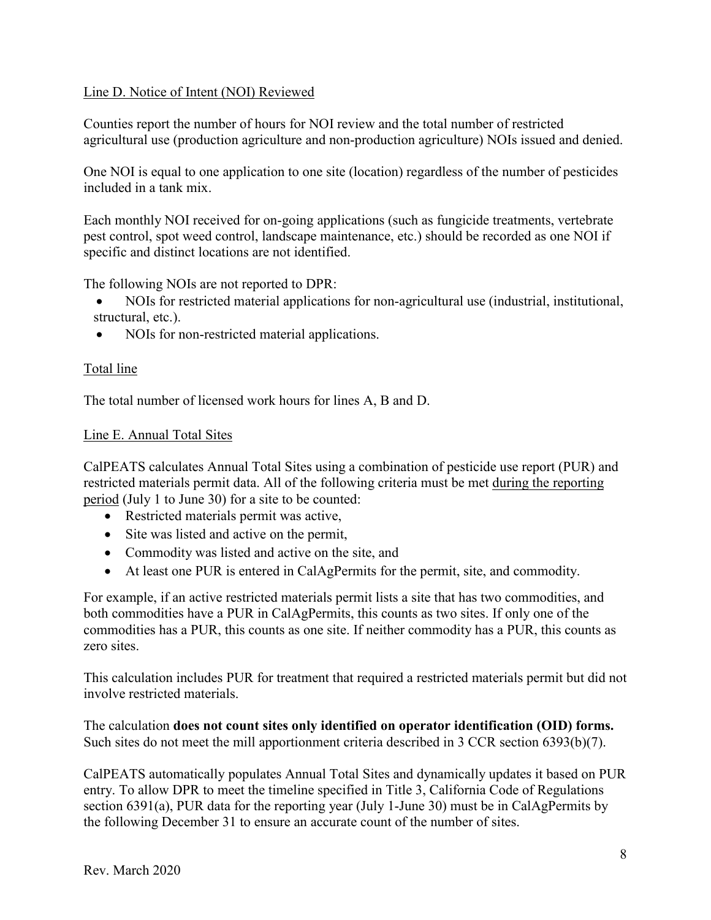Line D. Notice of Intent (NOI) Reviewed

Counties report the number of hours for NOI review and the total number of restricted agricultural use (production agriculture and non-production agriculture) NOIs issued and denied.

One NOI is equal to one application to one site (location) regardless of the number of pesticides included in a tank mix.

Each monthly NOI received for on-going applications (such as fungicide treatments, vertebrate pest control, spot weed control, landscape maintenance, etc.) should be recorded as one NOI if specific and distinct locations are not identified.

The following NOIs are not reported to DPR:

- NOIs for restricted material applications for non-agricultural use (industrial, institutional, structural, etc.).
- NOIs for non-restricted material applications.

Total line

The total number of licensed work hours for lines A, B and D.

Line E. Annual Total Sites

CalPEATS calculates Annual Total Sites using a combination of pesticide use report (PUR) and restricted materials permit data. All of the following criteria must be met during the reporting period (July 1 to June 30) for a site to be counted:

- Restricted materials permit was active,
- Site was listed and active on the permit,
- Commodity was listed and active on the site, and
- At least one PUR is entered in CalAgPermits for the permit, site, and commodity.

For example, if an active restricted materials permit lists a site that has two commodities, and both commodities have a PUR in CalAgPermits, this counts as two sites. If only one of the commodities has a PUR, this counts as one site. If neither commodity has a PUR, this counts as zero sites.

This calculation includes PUR for treatment that required a restricted materials permit but did not involve restricted materials.

The calculation **does not count sites only identified on operator identification (OID) forms.** Such sites do not meet the mill apportionment criteria described in 3 CCR section 6393(b)(7).

CalPEATS automatically populates Annual Total Sites and dynamically updates it based on PUR entry. To allow DPR to meet the timeline specified in Title 3, California Code of Regulations section 6391(a), PUR data for the reporting year (July 1-June 30) must be in CalAgPermits by the following December 31 to ensure an accurate count of the number of sites.

Rev. March 2020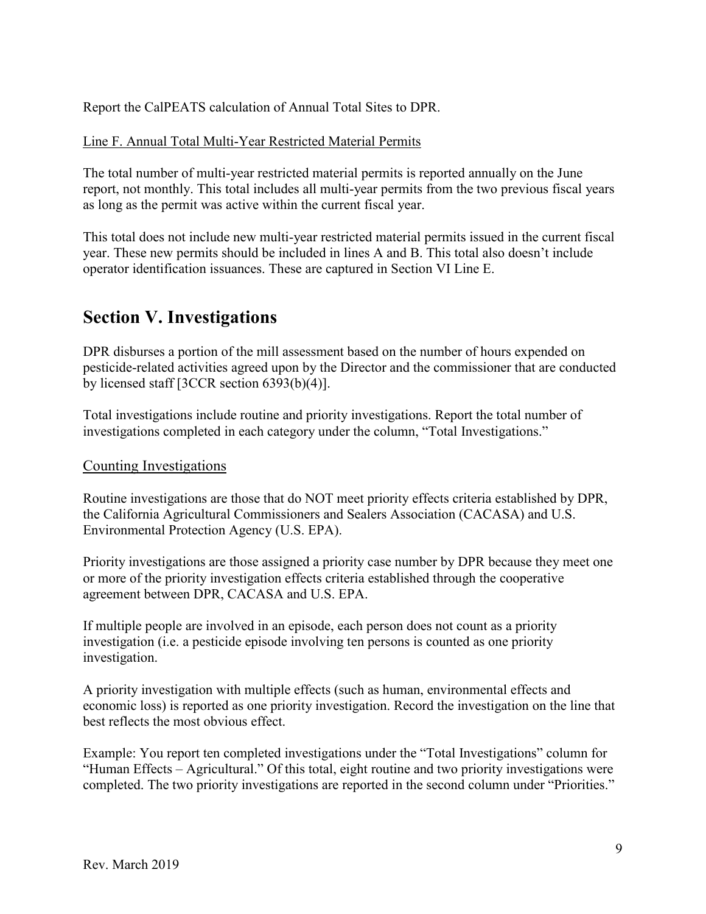Report the CalPEATS calculation of Annual Total Sites to DPR.

Line F. Annual Total Multi-Year Restricted Material Permits

The total number of multi-year restricted material permits is reported annually on the June report, not monthly. This total includes all multi-year permits from the two previous fiscal years as long as the permit was active within the current fiscal year.

This total does not include new multi-year restricted material permits issued in the current fiscal year. These new permits should be included in lines A and B. This total also doesn't include operator identification issuances. These are captured in Section VI Line E.

## Section V. Investigations

DPR disburses a portion of the mill assessment based on the number of hours expended on pesticide-related activities agreed upon by the Director and the commissioner that are conducted by licensed staff [3CCR section 6393(b)(4)].

Total investigations include routine and priority investigations. Report the total number of investigations completed in each category under the column, "Total Investigations."

### Counting Investigations

Routine investigations are those that do NOT meet priority effects criteria established by DPR, the California Agricultural Commissioners and Sealers Association (CACASA) and U.S. Environmental Protection Agency (U.S. EPA).

Priority investigations are those assigned a priority case number by DPR because they meet one or more of the priority investigation effects criteria established through the cooperative agreement between DPR, CACASA and U.S. EPA.

If multiple people are involved in an episode, each person does not count as a priority investigation (i.e. a pesticide episode involving ten persons is counted as one priority investigation.

A priority investigation with multiple effects (such as human, environmental effects and economic loss) is reported as one priority investigation. Record the investigation on the line that best reflects the most obvious effect.

Example: You report ten completed investigations under the "Total Investigations" column for "Human Effects – Agricultural." Of this total, eight routine and two priority investigations were completed. The two priority investigations are reported in the second column under "Priorities."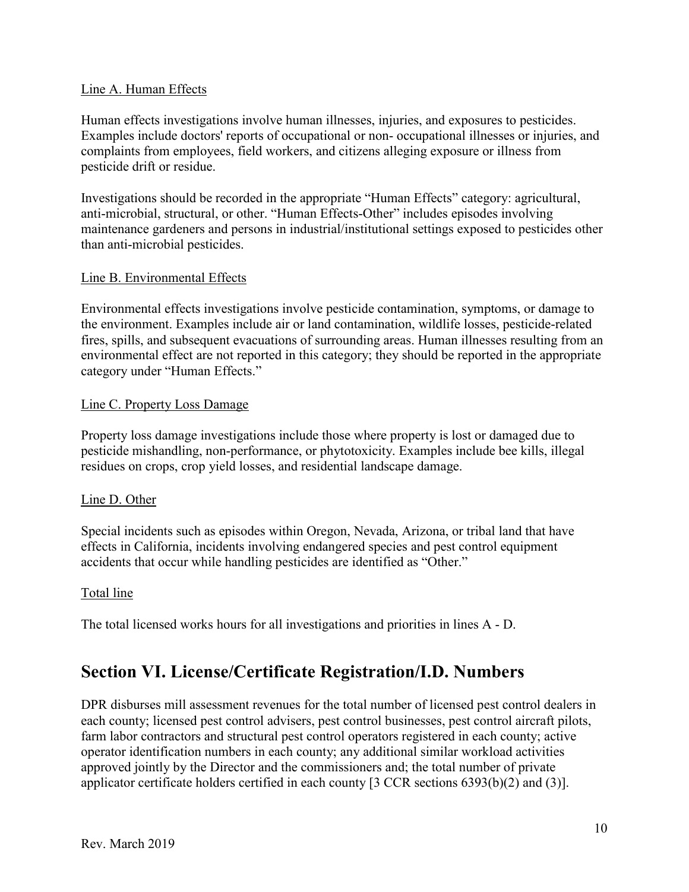Line A. Human Effects

Human effects investigations involve human illnesses, injuries, and exposures to pesticides. Examples include doctors' reports of occupational or non- occupational illnesses or injuries, and complaints from employees, field workers, and citizens alleging exposure or illness from pesticide drift or residue.

Investigations should be recorded in the appropriate "Human Effects" category: agricultural, anti-microbial, structural, or other. "Human Effects-Other" includes episodes involving maintenance gardeners and persons in industrial/institutional settings exposed to pesticides other than anti-microbial pesticides.

Line B. Environmental Effects

Environmental effects investigations involve pesticide contamination, symptoms, or damage to the environment. Examples include air or land contamination, wildlife losses, pesticide-related fires, spills, and subsequent evacuations of surrounding areas. Human illnesses resulting from an environmental effect are not reported in this category; they should be reported in the appropriate category under "Human Effects."

Line C. Property Loss Damage

Property loss damage investigations include those where property is lost or damaged due to pesticide mishandling, non-performance, or phytotoxicity. Examples include bee kills, illegal residues on crops, crop yield losses, and residential landscape damage.

Line D. Other

Special incidents such as episodes within Oregon, Nevada, Arizona, or tribal land that have effects in California, incidents involving endangered species and pest control equipment accidents that occur while handling pesticides are identified as "Other."

Total line

The total licensed works hours for all investigations and priorities in lines A - D.

## Section VI. License/Certificate Registration/I.D. Numbers

DPR disburses mill assessment revenues for the total number of licensed pest control dealers in each county; licensed pest control advisers, pest control businesses, pest control aircraft pilots, farm labor contractors and structural pest control operators registered in each county; active operator identification numbers in each county; any additional similar workload activities approved jointly by the Director and the commissioners and; the total number of private applicator certificate holders certified in each county [3 CCR sections 6393(b)(2) and (3)].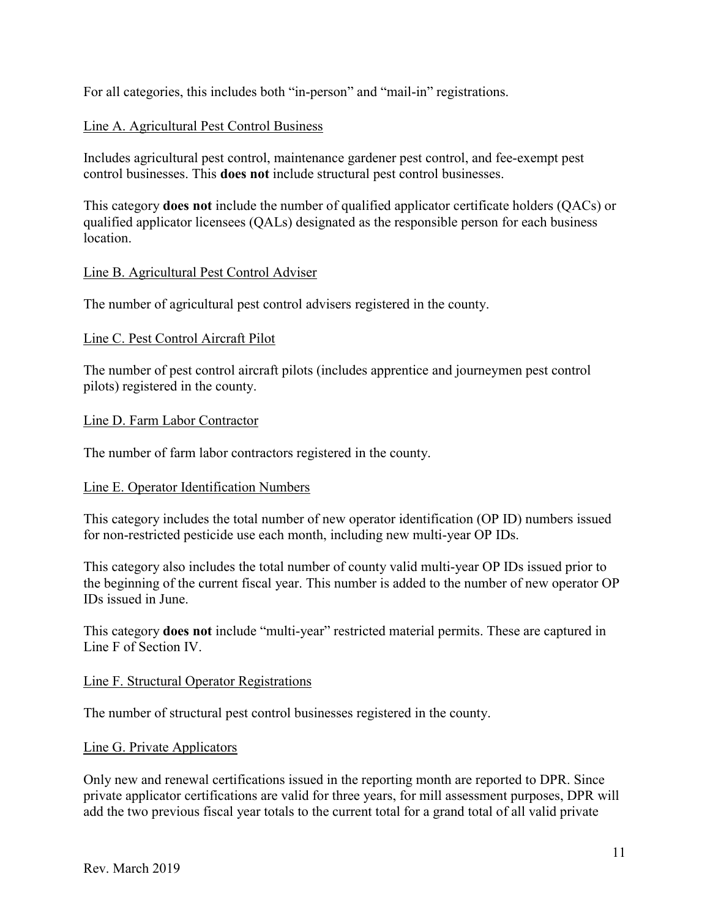For all categories, this includes both "in-person" and "mail-in" registrations.

### Line A. Agricultural Pest Control Business

Includes agricultural pest control, maintenance gardener pest control, and fee-exempt pest control businesses. This **does not** include structural pest control businesses.

This category **does not** include the number of qualified applicator certificate holders (QACs) or qualified applicator licensees (QALs) designated as the responsible person for each business location.

### Line B. Agricultural Pest Control Adviser

The number of agricultural pest control advisers registered in the county.

### Line C. Pest Control Aircraft Pilot

The number of pest control aircraft pilots (includes apprentice and journeymen pest control pilots) registered in the county.

### Line D. Farm Labor Contractor

The number of farm labor contractors registered in the county.

### Line E. Operator Identification Numbers

This category includes the total number of new operator identification (OP ID) numbers issued for non-restricted pesticide use each month, including new multi-year OP IDs.

This category also includes the total number of county valid multi-year OP IDs issued prior to the beginning of the current fiscal year. This number is added to the number of new operator OP IDs issued in June.

This category **does not** include "multi-year" restricted material permits. These are captured in Line F of Section IV.

### Line F. Structural Operator Registrations

The number of structural pest control businesses registered in the county.

### Line G. Private Applicators

Only new and renewal certifications issued in the reporting month are reported to DPR. Since private applicator certifications are valid for three years, for mill assessment purposes, DPR will add the two previous fiscal year totals to the current total for a grand total of all valid private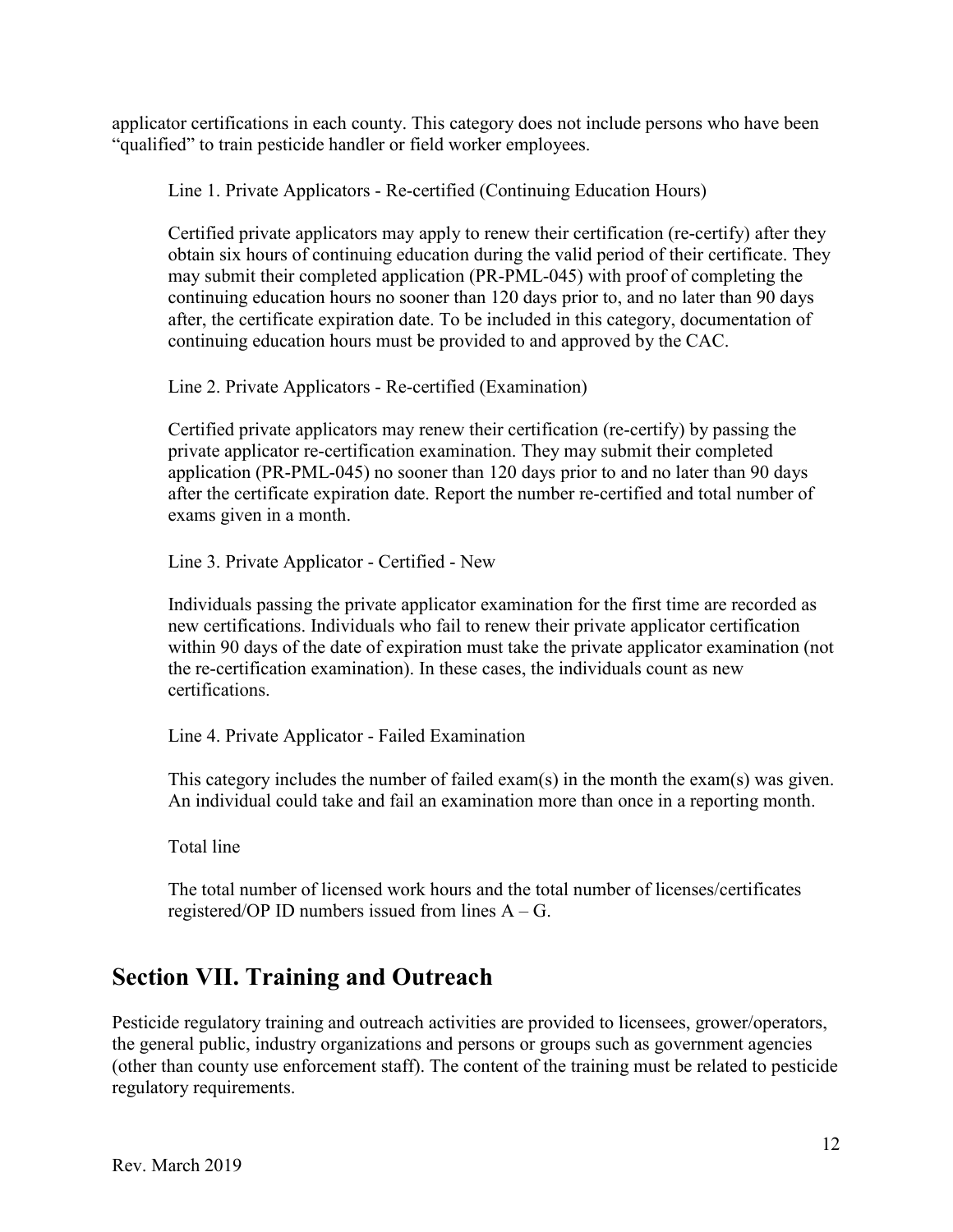applicator certifications in each county. This category does not include persons who have been "qualified" to train pesticide handler or field worker employees.

Line 1. Private Applicators - Re-certified (Continuing Education Hours)

Certified private applicators may apply to renew their certification (re-certify) after they obtain six hours of continuing education during the valid period of their certificate. They may submit their completed application (PR-PML-045) with proof of completing the continuing education hours no sooner than 120 days prior to, and no later than 90 days after, the certificate expiration date. To be included in this category, documentation of continuing education hours must be provided to and approved by the CAC.

Line 2. Private Applicators - Re-certified (Examination)

Certified private applicators may renew their certification (re-certify) by passing the private applicator re-certification examination. They may submit their completed application (PR-PML-045) no sooner than 120 days prior to and no later than 90 days after the certificate expiration date. Report the number re-certified and total number of exams given in a month.

Line 3. Private Applicator - Certified - New

Individuals passing the private applicator examination for the first time are recorded as new certifications. Individuals who fail to renew their private applicator certification within 90 days of the date of expiration must take the private applicator examination (not the re-certification examination). In these cases, the individuals count as new certifications.

Line 4. Private Applicator - Failed Examination

This category includes the number of failed exam(s) in the month the exam(s) was given. An individual could take and fail an examination more than once in a reporting month.

Total line

The total number of licensed work hours and the total number of licenses/certificates registered/OP ID numbers issued from lines A – G.

## Section VII. Training and Outreach

Pesticide regulatory training and outreach activities are provided to licensees, grower/operators, the general public, industry organizations and persons or groups such as government agencies (other than county use enforcement staff). The content of the training must be related to pesticide regulatory requirements.

Rev. March 2019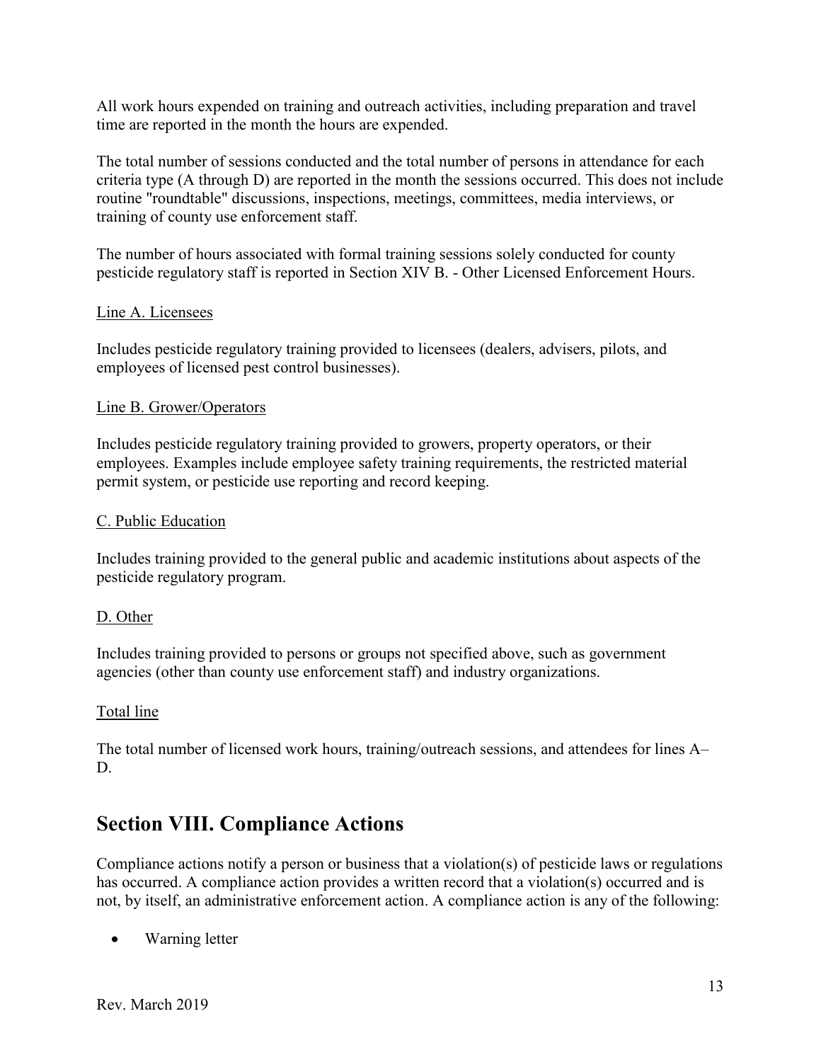All work hours expended on training and outreach activities, including preparation and travel time are reported in the month the hours are expended.

The total number of sessions conducted and the total number of persons in attendance for each criteria type (A through D) are reported in the month the sessions occurred. This does not include routine "roundtable" discussions, inspections, meetings, committees, media interviews, or training of county use enforcement staff.

The number of hours associated with formal training sessions solely conducted for county pesticide regulatory staff is reported in Section XIV B. - Other Licensed Enforcement Hours.

Line A. Licensees

Includes pesticide regulatory training provided to licensees (dealers, advisers, pilots, and employees of licensed pest control businesses).

Line B. Grower/Operators

Includes pesticide regulatory training provided to growers, property operators, or their employees. Examples include employee safety training requirements, the restricted material permit system, or pesticide use reporting and record keeping.

C. Public Education

Includes training provided to the general public and academic institutions about aspects of the pesticide regulatory program.

D. Other

Includes training provided to persons or groups not specified above, such as government agencies (other than county use enforcement staff) and industry organizations.

Total line

The total number of licensed work hours, training/outreach sessions, and attendees for lines A–D.

## Section VIII. Compliance Actions

Compliance actions notify a person or business that a violation(s) of pesticide laws or regulations has occurred. A compliance action provides a written record that a violation(s) occurred and is not, by itself, an administrative enforcement action. A compliance action is any of the following:

- Warning letter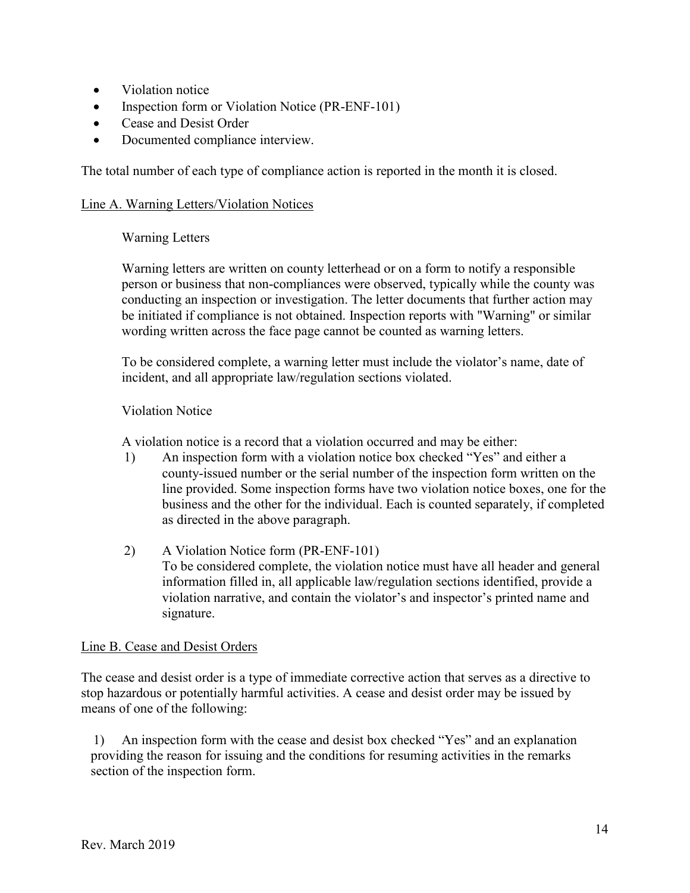- Violation notice
- Inspection form or Violation Notice (PR-ENF-101)
- Cease and Desist Order
- Documented compliance interview.

The total number of each type of compliance action is reported in the month it is closed.

Line A. Warning Letters/Violation Notices

Warning Letters

Warning letters are written on county letterhead or on a form to notify a responsible person or business that non-compliances were observed, typically while the county was conducting an inspection or investigation. The letter documents that further action may be initiated if compliance is not obtained. Inspection reports with "Warning" or similar wording written across the face page cannot be counted as warning letters.

To be considered complete, a warning letter must include the violator's name, date of incident, and all appropriate law/regulation sections violated.

Violation Notice

A violation notice is a record that a violation occurred and may be either:

1) An inspection form with a violation notice box checked "Yes" and either a county-issued number or the serial number of the inspection form written on the line provided. Some inspection forms have two violation notice boxes, one for the business and the other for the individual. Each is counted separately, if completed as directed in the above paragraph.

2) A Violation Notice form (PR-ENF-101)
   To be considered complete, the violation notice must have all header and general information filled in, all applicable law/regulation sections identified, provide a violation narrative, and contain the violator's and inspector's printed name and signature.

Line B. Cease and Desist Orders

The cease and desist order is a type of immediate corrective action that serves as a directive to stop hazardous or potentially harmful activities. A cease and desist order may be issued by means of one of the following:

1) An inspection form with the cease and desist box checked "Yes" and an explanation providing the reason for issuing and the conditions for resuming activities in the remarks section of the inspection form.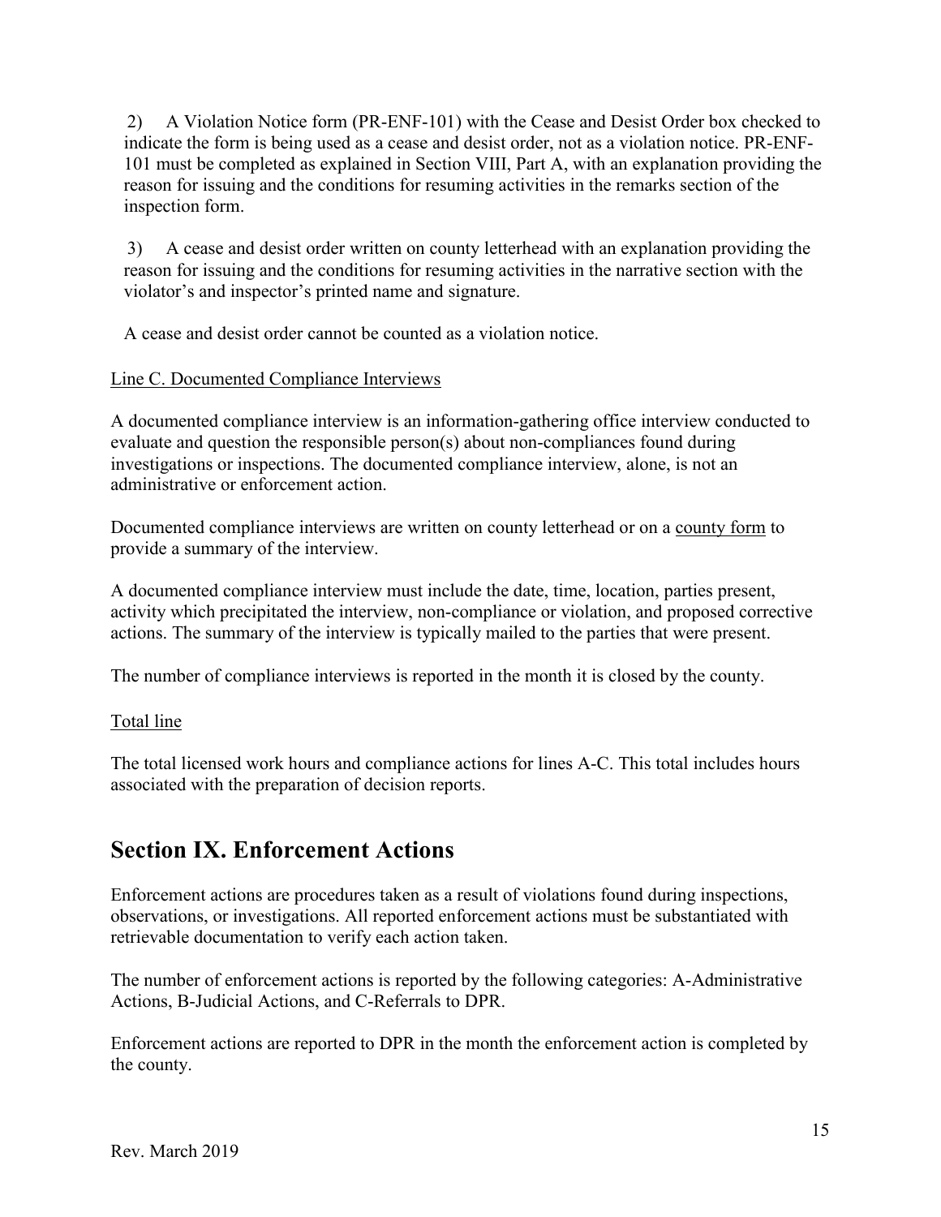2) A Violation Notice form (PR-ENF-101) with the Cease and Desist Order box checked to indicate the form is being used as a cease and desist order, not as a violation notice. PR-ENF-101 must be completed as explained in Section VIII, Part A, with an explanation providing the reason for issuing and the conditions for resuming activities in the remarks section of the inspection form.

3) A cease and desist order written on county letterhead with an explanation providing the reason for issuing and the conditions for resuming activities in the narrative section with the violator's and inspector's printed name and signature.

A cease and desist order cannot be counted as a violation notice.

Line C. Documented Compliance Interviews

A documented compliance interview is an information-gathering office interview conducted to evaluate and question the responsible person(s) about non-compliances found during investigations or inspections. The documented compliance interview, alone, is not an administrative or enforcement action.

Documented compliance interviews are written on county letterhead or on a county form to provide a summary of the interview.

A documented compliance interview must include the date, time, location, parties present, activity which precipitated the interview, non-compliance or violation, and proposed corrective actions. The summary of the interview is typically mailed to the parties that were present.

The number of compliance interviews is reported in the month it is closed by the county.

Total line

The total licensed work hours and compliance actions for lines A-C. This total includes hours associated with the preparation of decision reports.

## Section IX. Enforcement Actions

Enforcement actions are procedures taken as a result of violations found during inspections, observations, or investigations. All reported enforcement actions must be substantiated with retrievable documentation to verify each action taken.

The number of enforcement actions is reported by the following categories: A-Administrative Actions, B-Judicial Actions, and C-Referrals to DPR.

Enforcement actions are reported to DPR in the month the enforcement action is completed by the county.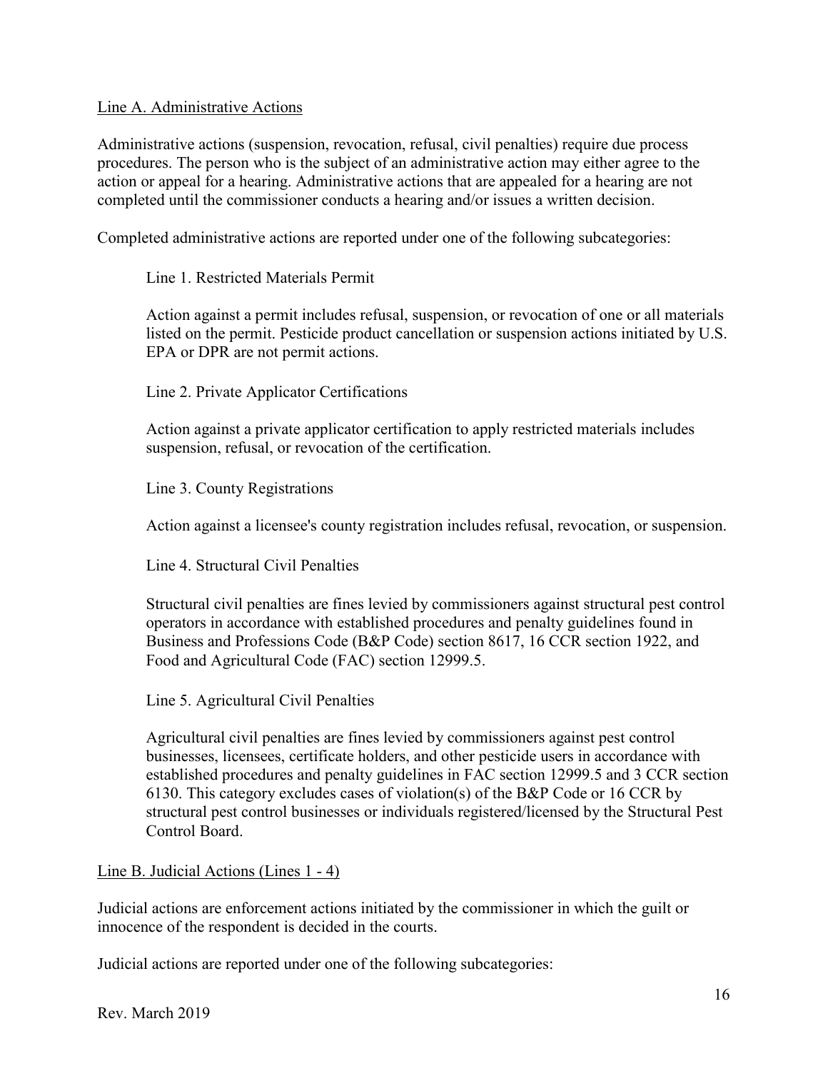Line A. Administrative Actions

Administrative actions (suspension, revocation, refusal, civil penalties) require due process procedures. The person who is the subject of an administrative action may either agree to the action or appeal for a hearing. Administrative actions that are appealed for a hearing are not completed until the commissioner conducts a hearing and/or issues a written decision.

Completed administrative actions are reported under one of the following subcategories:

Line 1. Restricted Materials Permit

Action against a permit includes refusal, suspension, or revocation of one or all materials listed on the permit. Pesticide product cancellation or suspension actions initiated by U.S. EPA or DPR are not permit actions.

Line 2. Private Applicator Certifications

Action against a private applicator certification to apply restricted materials includes suspension, refusal, or revocation of the certification.

Line 3. County Registrations

Action against a licensee's county registration includes refusal, revocation, or suspension.

Line 4. Structural Civil Penalties

Structural civil penalties are fines levied by commissioners against structural pest control operators in accordance with established procedures and penalty guidelines found in Business and Professions Code (B&P Code) section 8617, 16 CCR section 1922, and Food and Agricultural Code (FAC) section 12999.5.

Line 5. Agricultural Civil Penalties

Agricultural civil penalties are fines levied by commissioners against pest control businesses, licensees, certificate holders, and other pesticide users in accordance with established procedures and penalty guidelines in FAC section 12999.5 and 3 CCR section 6130. This category excludes cases of violation(s) of the B&P Code or 16 CCR by structural pest control businesses or individuals registered/licensed by the Structural Pest Control Board.

Line B. Judicial Actions (Lines 1 - 4)

Judicial actions are enforcement actions initiated by the commissioner in which the guilt or innocence of the respondent is decided in the courts.

Judicial actions are reported under one of the following subcategories:

Rev. March 2019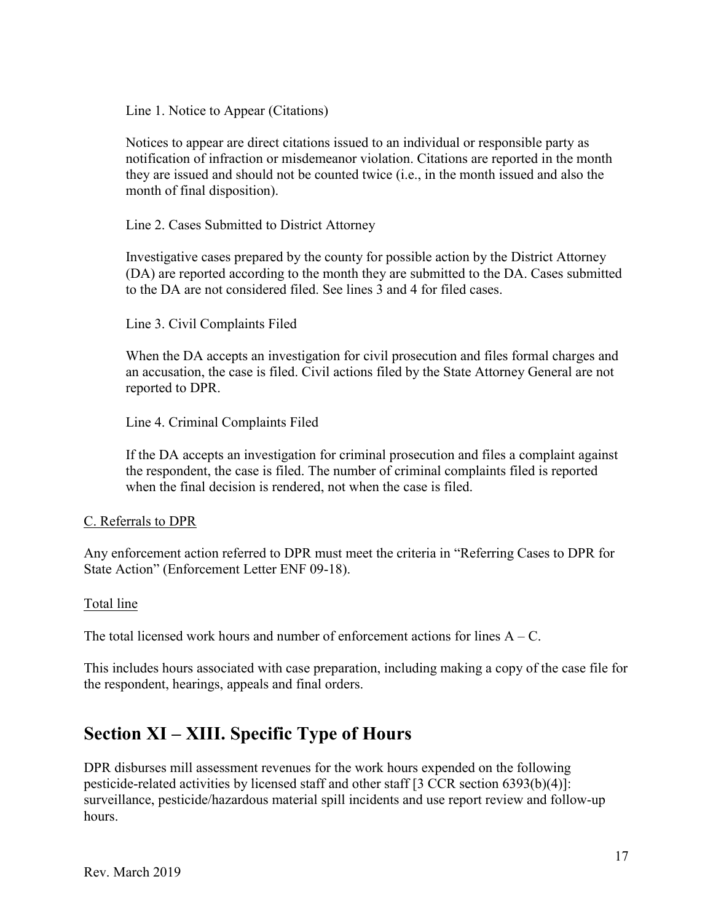Line 1. Notice to Appear (Citations)

Notices to appear are direct citations issued to an individual or responsible party as notification of infraction or misdemeanor violation. Citations are reported in the month they are issued and should not be counted twice (i.e., in the month issued and also the month of final disposition).

Line 2. Cases Submitted to District Attorney

Investigative cases prepared by the county for possible action by the District Attorney (DA) are reported according to the month they are submitted to the DA. Cases submitted to the DA are not considered filed. See lines 3 and 4 for filed cases.

Line 3. Civil Complaints Filed

When the DA accepts an investigation for civil prosecution and files formal charges and an accusation, the case is filed. Civil actions filed by the State Attorney General are not reported to DPR.

Line 4. Criminal Complaints Filed

If the DA accepts an investigation for criminal prosecution and files a complaint against the respondent, the case is filed. The number of criminal complaints filed is reported when the final decision is rendered, not when the case is filed.

C. Referrals to DPR

Any enforcement action referred to DPR must meet the criteria in "Referring Cases to DPR for State Action" (Enforcement Letter ENF 09-18).

Total line

The total licensed work hours and number of enforcement actions for lines A – C.

This includes hours associated with case preparation, including making a copy of the case file for the respondent, hearings, appeals and final orders.

## Section XI – XIII. Specific Type of Hours

DPR disburses mill assessment revenues for the work hours expended on the following pesticide-related activities by licensed staff and other staff [3 CCR section 6393(b)(4)]: surveillance, pesticide/hazardous material spill incidents and use report review and follow-up hours.

Rev. March 2019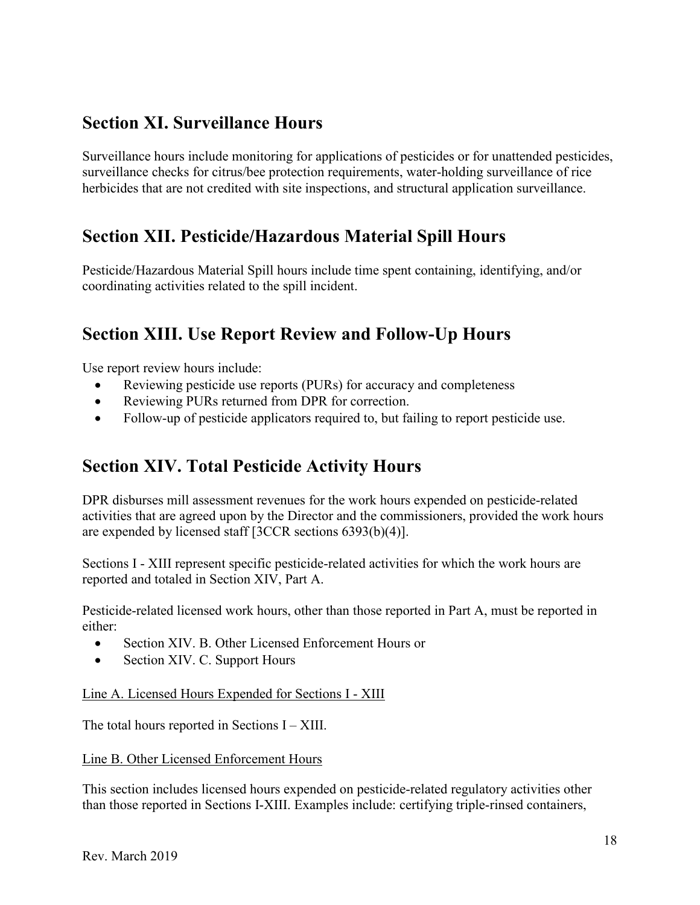## Section XI. Surveillance Hours

Surveillance hours include monitoring for applications of pesticides or for unattended pesticides, surveillance checks for citrus/bee protection requirements, water-holding surveillance of rice herbicides that are not credited with site inspections, and structural application surveillance.

## Section XII. Pesticide/Hazardous Material Spill Hours

Pesticide/Hazardous Material Spill hours include time spent containing, identifying, and/or coordinating activities related to the spill incident.

## Section XIII. Use Report Review and Follow-Up Hours

Use report review hours include:

- Reviewing pesticide use reports (PURs) for accuracy and completeness
- Reviewing PURs returned from DPR for correction.
- Follow-up of pesticide applicators required to, but failing to report pesticide use.

## Section XIV. Total Pesticide Activity Hours

DPR disburses mill assessment revenues for the work hours expended on pesticide-related activities that are agreed upon by the Director and the commissioners, provided the work hours are expended by licensed staff [3CCR sections 6393(b)(4)].

Sections I - XIII represent specific pesticide-related activities for which the work hours are reported and totaled in Section XIV, Part A.

Pesticide-related licensed work hours, other than those reported in Part A, must be reported in either:

- Section XIV. B. Other Licensed Enforcement Hours or
- Section XIV. C. Support Hours

<u>Line A. Licensed Hours Expended for Sections I - XIII</u>

The total hours reported in Sections I – XIII.

<u>Line B. Other Licensed Enforcement Hours</u>

This section includes licensed hours expended on pesticide-related regulatory activities other than those reported in Sections I-XIII. Examples include: certifying triple-rinsed containers,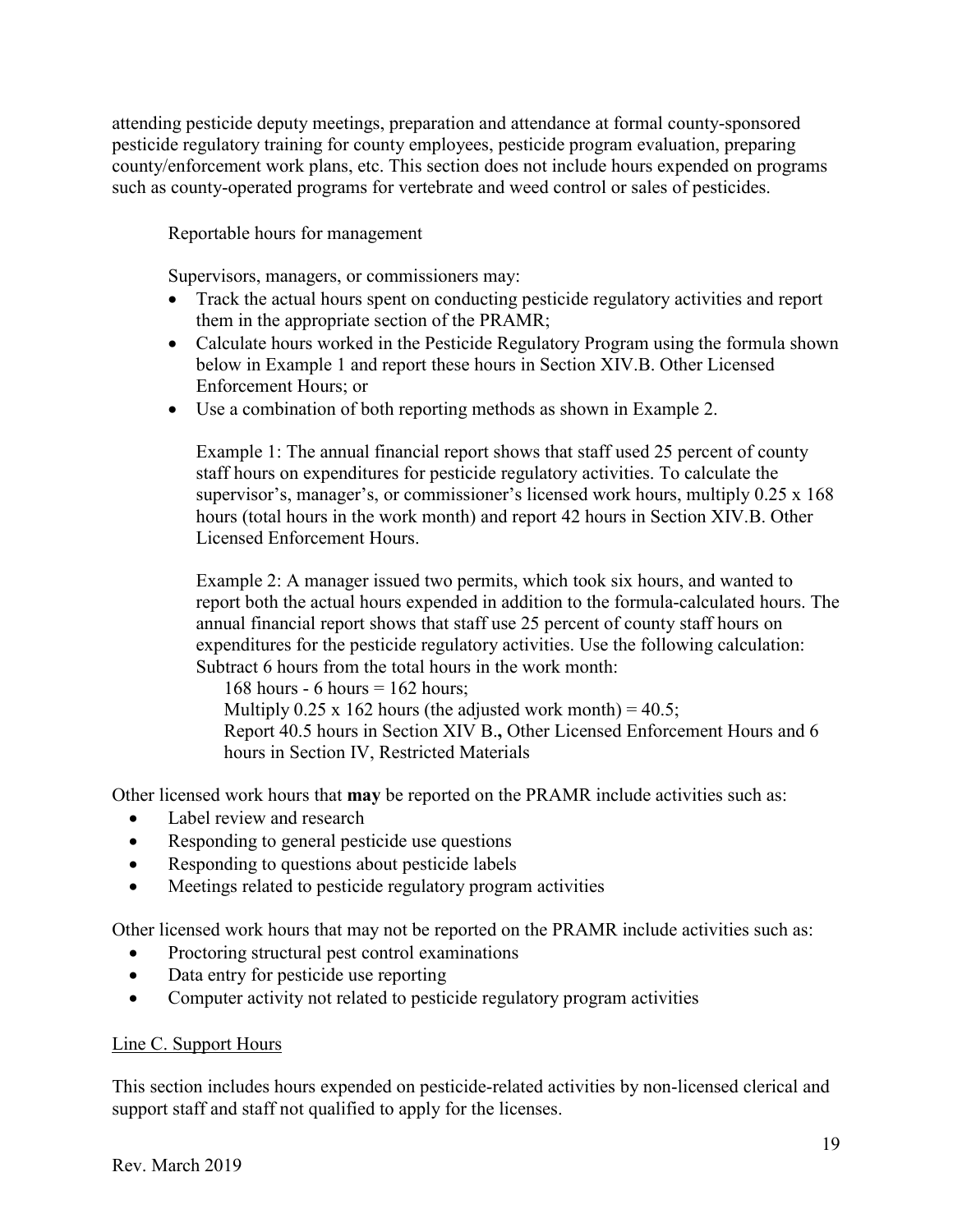attending pesticide deputy meetings, preparation and attendance at formal county-sponsored pesticide regulatory training for county employees, pesticide program evaluation, preparing county/enforcement work plans, etc. This section does not include hours expended on programs such as county-operated programs for vertebrate and weed control or sales of pesticides.

Reportable hours for management

Supervisors, managers, or commissioners may:

- Track the actual hours spent on conducting pesticide regulatory activities and report them in the appropriate section of the PRAMR;
- Calculate hours worked in the Pesticide Regulatory Program using the formula shown below in Example 1 and report these hours in Section XIV.B. Other Licensed Enforcement Hours; or
- Use a combination of both reporting methods as shown in Example 2.

Example 1: The annual financial report shows that staff used 25 percent of county staff hours on expenditures for pesticide regulatory activities. To calculate the supervisor's, manager's, or commissioner's licensed work hours, multiply 0.25 x 168 hours (total hours in the work month) and report 42 hours in Section XIV.B. Other Licensed Enforcement Hours.

Example 2: A manager issued two permits, which took six hours, and wanted to report both the actual hours expended in addition to the formula-calculated hours. The annual financial report shows that staff use 25 percent of county staff hours on expenditures for the pesticide regulatory activities. Use the following calculation: Subtract 6 hours from the total hours in the work month:

168 hours - 6 hours = 162 hours;
Multiply 0.25 x 162 hours (the adjusted work month) = 40.5;
Report 40.5 hours in Section XIV B**,** Other Licensed Enforcement Hours and 6 hours in Section IV, Restricted Materials

Other licensed work hours that **may** be reported on the PRAMR include activities such as:

- Label review and research
- Responding to general pesticide use questions
- Responding to questions about pesticide labels
- Meetings related to pesticide regulatory program activities

Other licensed work hours that may not be reported on the PRAMR include activities such as:

- Proctoring structural pest control examinations
- Data entry for pesticide use reporting
- Computer activity not related to pesticide regulatory program activities

Line C. Support Hours

This section includes hours expended on pesticide-related activities by non-licensed clerical and support staff and staff not qualified to apply for the licenses.

Rev. March 2019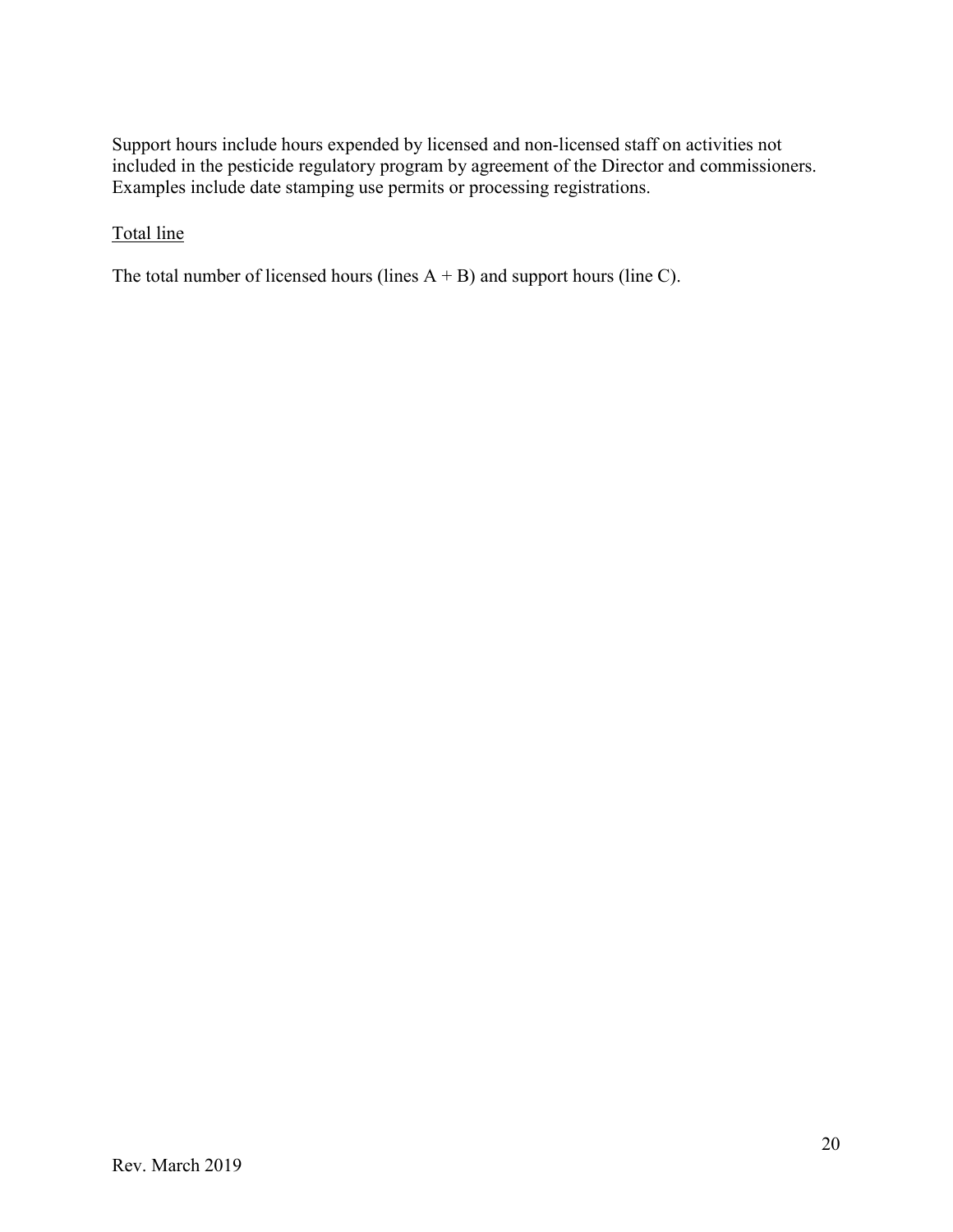Support hours include hours expended by licensed and non-licensed staff on activities not included in the pesticide regulatory program by agreement of the Director and commissioners. Examples include date stamping use permits or processing registrations.

<u>Total line</u>

The total number of licensed hours (lines A + B) and support hours (line C).